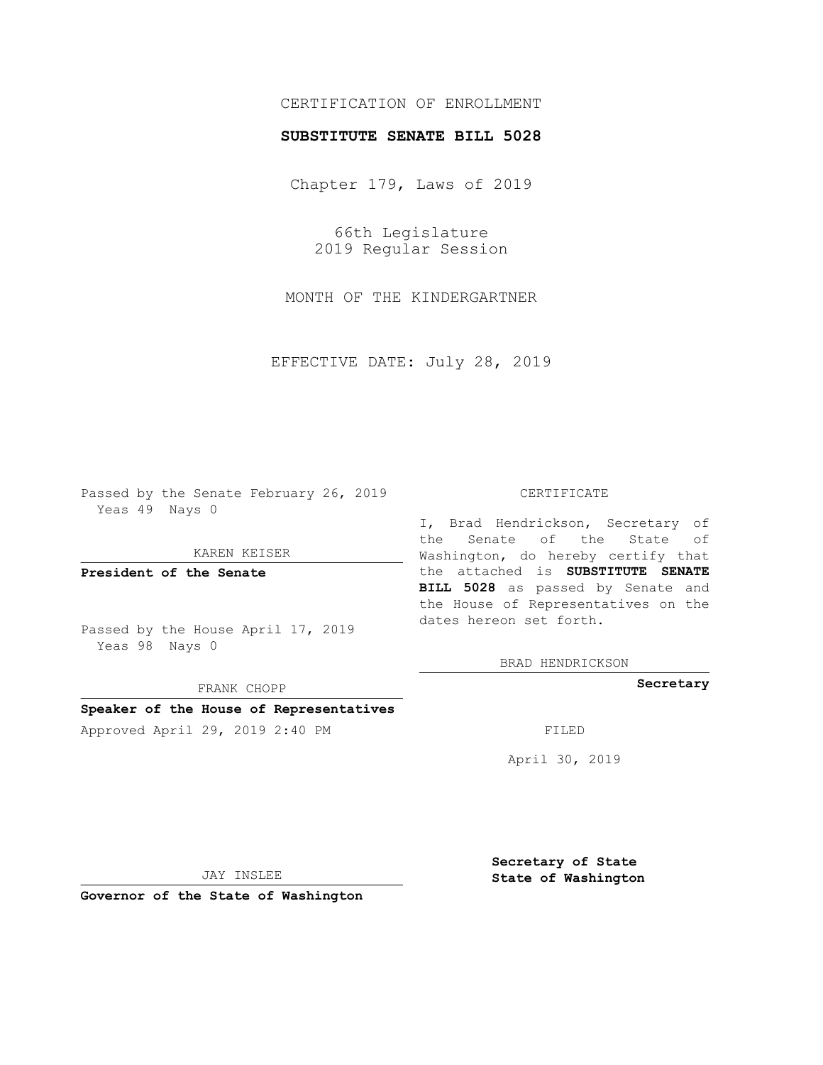CERTIFICATION OF ENROLLMENT

**SUBSTITUTE SENATE BILL 5028**

Chapter 179, Laws of 2019

66th Legislature
2019 Regular Session

MONTH OF THE KINDERGARTNER

EFFECTIVE DATE: July 28, 2019

Passed by the Senate February 26, 2019
Yeas 49 Nays 0

KAREN KEISER

**President of the Senate**

Passed by the House April 17, 2019
Yeas 98 Nays 0

FRANK CHOPP

**Speaker of the House of Representatives**

Approved April 29, 2019 2:40 PM

JAY INSLEE

**Governor of the State of Washington**

CERTIFICATE

I, Brad Hendrickson, Secretary of the Senate of the State of Washington, do hereby certify that the attached is **SUBSTITUTE SENATE BILL 5028** as passed by Senate and the House of Representatives on the dates hereon set forth.

BRAD HENDRICKSON

**Secretary**

FILED

April 30, 2019

**Secretary of State**
**State of Washington**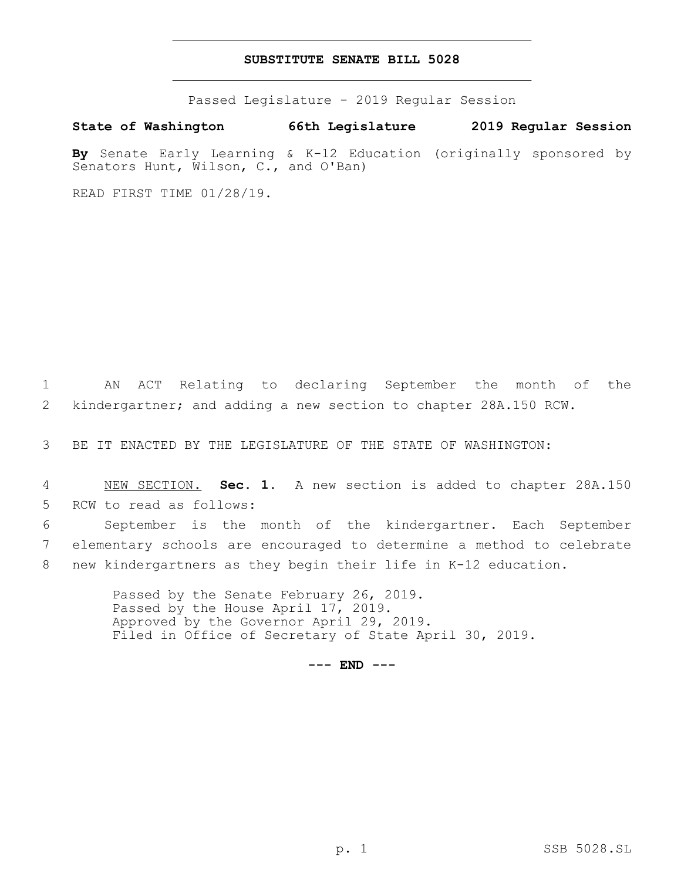# SUBSTITUTE SENATE BILL 5028

Passed Legislature - 2019 Regular Session

**State of Washington 66th Legislature 2019 Regular Session**

**By** Senate Early Learning & K-12 Education (originally sponsored by Senators Hunt, Wilson, C., and O'Ban)

READ FIRST TIME 01/28/19.

1 AN ACT Relating to declaring September the month of the
2 kindergartner; and adding a new section to chapter 28A.150 RCW.

3 BE IT ENACTED BY THE LEGISLATURE OF THE STATE OF WASHINGTON:

4 NEW SECTION. **Sec. 1.** A new section is added to chapter 28A.150
5 RCW to read as follows:
6 September is the month of the kindergartner. Each September
7 elementary schools are encouraged to determine a method to celebrate
8 new kindergartners as they begin their life in K-12 education.

Passed by the Senate February 26, 2019.
Passed by the House April 17, 2019.
Approved by the Governor April 29, 2019.
Filed in Office of Secretary of State April 30, 2019.

**--- END ---**